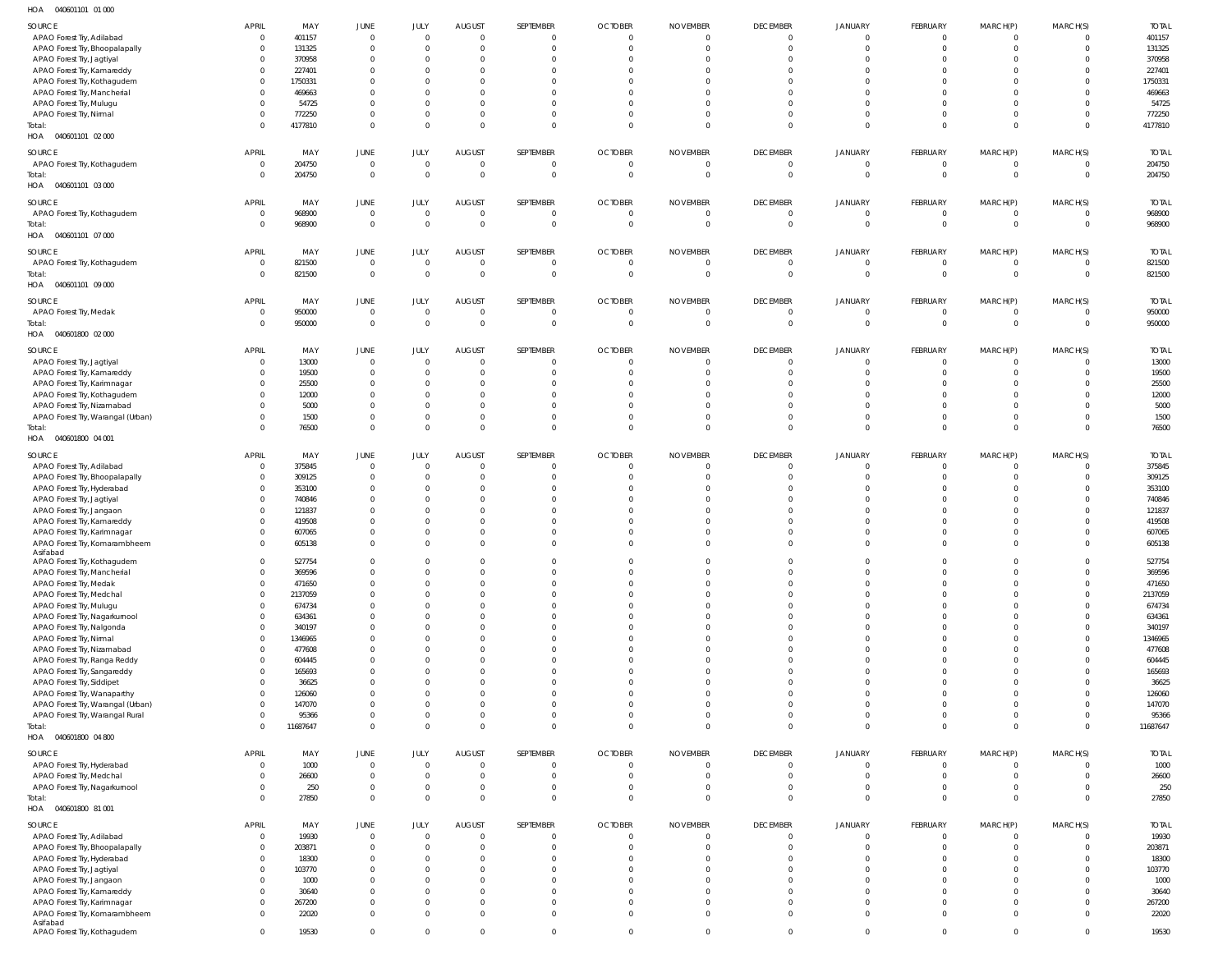HOA 040601101 01 000

| SOURCE | APRIL | MAY | JUNE | JULY | AUGUST | SEPTEMBER | OCTOBER | NOVEMBER | DECEMBER | JANUARY | FEBRUARY | MARCH(P) | MARCH(S) | TOTAL |
|---|---|---|---|---|---|---|---|---|---|---|---|---|---|---|
| APAO Forest Try, Adilabad | 0 | 401157 | 0 | 0 | 0 | 0 | 0 | 0 | 0 | 0 | 0 | 0 | 0 | 401157 |
| APAO Forest Try, Bhoopalapally | 0 | 131325 | 0 | 0 | 0 | 0 | 0 | 0 | 0 | 0 | 0 | 0 | 0 | 131325 |
| APAO Forest Try, Jagtiyal | 0 | 370958 | 0 | 0 | 0 | 0 | 0 | 0 | 0 | 0 | 0 | 0 | 0 | 370958 |
| APAO Forest Try, Kamareddy | 0 | 227401 | 0 | 0 | 0 | 0 | 0 | 0 | 0 | 0 | 0 | 0 | 0 | 227401 |
| APAO Forest Try, Kothagudem | 0 | 1750331 | 0 | 0 | 0 | 0 | 0 | 0 | 0 | 0 | 0 | 0 | 0 | 1750331 |
| APAO Forest Try, Mancherial | 0 | 469663 | 0 | 0 | 0 | 0 | 0 | 0 | 0 | 0 | 0 | 0 | 0 | 469663 |
| APAO Forest Try, Mulugu | 0 | 54725 | 0 | 0 | 0 | 0 | 0 | 0 | 0 | 0 | 0 | 0 | 0 | 54725 |
| APAO Forest Try, Nirmal | 0 | 772250 | 0 | 0 | 0 | 0 | 0 | 0 | 0 | 0 | 0 | 0 | 0 | 772250 |
| Total: | 0 | 4177810 | 0 | 0 | 0 | 0 | 0 | 0 | 0 | 0 | 0 | 0 | 0 | 4177810 |

HOA 040601101 02 000

| SOURCE | APRIL | MAY | JUNE | JULY | AUGUST | SEPTEMBER | OCTOBER | NOVEMBER | DECEMBER | JANUARY | FEBRUARY | MARCH(P) | MARCH(S) | TOTAL |
|---|---|---|---|---|---|---|---|---|---|---|---|---|---|---|
| APAO Forest Try, Kothagudem | 0 | 204750 | 0 | 0 | 0 | 0 | 0 | 0 | 0 | 0 | 0 | 0 | 0 | 204750 |
| Total: | 0 | 204750 | 0 | 0 | 0 | 0 | 0 | 0 | 0 | 0 | 0 | 0 | 0 | 204750 |

HOA 040601101 03 000

| SOURCE | APRIL | MAY | JUNE | JULY | AUGUST | SEPTEMBER | OCTOBER | NOVEMBER | DECEMBER | JANUARY | FEBRUARY | MARCH(P) | MARCH(S) | TOTAL |
|---|---|---|---|---|---|---|---|---|---|---|---|---|---|---|
| APAO Forest Try, Kothagudem | 0 | 968900 | 0 | 0 | 0 | 0 | 0 | 0 | 0 | 0 | 0 | 0 | 0 | 968900 |
| Total: | 0 | 968900 | 0 | 0 | 0 | 0 | 0 | 0 | 0 | 0 | 0 | 0 | 0 | 968900 |

HOA 040601101 07 000

| SOURCE | APRIL | MAY | JUNE | JULY | AUGUST | SEPTEMBER | OCTOBER | NOVEMBER | DECEMBER | JANUARY | FEBRUARY | MARCH(P) | MARCH(S) | TOTAL |
|---|---|---|---|---|---|---|---|---|---|---|---|---|---|---|
| APAO Forest Try, Kothagudem | 0 | 821500 | 0 | 0 | 0 | 0 | 0 | 0 | 0 | 0 | 0 | 0 | 0 | 821500 |
| Total: | 0 | 821500 | 0 | 0 | 0 | 0 | 0 | 0 | 0 | 0 | 0 | 0 | 0 | 821500 |

HOA 040601101 09 000

| SOURCE | APRIL | MAY | JUNE | JULY | AUGUST | SEPTEMBER | OCTOBER | NOVEMBER | DECEMBER | JANUARY | FEBRUARY | MARCH(P) | MARCH(S) | TOTAL |
|---|---|---|---|---|---|---|---|---|---|---|---|---|---|---|
| APAO Forest Try, Medak | 0 | 950000 | 0 | 0 | 0 | 0 | 0 | 0 | 0 | 0 | 0 | 0 | 0 | 950000 |
| Total: | 0 | 950000 | 0 | 0 | 0 | 0 | 0 | 0 | 0 | 0 | 0 | 0 | 0 | 950000 |

HOA 040601800 02 000

| SOURCE | APRIL | MAY | JUNE | JULY | AUGUST | SEPTEMBER | OCTOBER | NOVEMBER | DECEMBER | JANUARY | FEBRUARY | MARCH(P) | MARCH(S) | TOTAL |
|---|---|---|---|---|---|---|---|---|---|---|---|---|---|---|
| APAO Forest Try, Jagtiyal | 0 | 13000 | 0 | 0 | 0 | 0 | 0 | 0 | 0 | 0 | 0 | 0 | 0 | 13000 |
| APAO Forest Try, Kamareddy | 0 | 19500 | 0 | 0 | 0 | 0 | 0 | 0 | 0 | 0 | 0 | 0 | 0 | 19500 |
| APAO Forest Try, Karimnagar | 0 | 25500 | 0 | 0 | 0 | 0 | 0 | 0 | 0 | 0 | 0 | 0 | 0 | 25500 |
| APAO Forest Try, Kothagudem | 0 | 12000 | 0 | 0 | 0 | 0 | 0 | 0 | 0 | 0 | 0 | 0 | 0 | 12000 |
| APAO Forest Try, Nizamabad | 0 | 5000 | 0 | 0 | 0 | 0 | 0 | 0 | 0 | 0 | 0 | 0 | 0 | 5000 |
| APAO Forest Try, Warangal (Urban) | 0 | 1500 | 0 | 0 | 0 | 0 | 0 | 0 | 0 | 0 | 0 | 0 | 0 | 1500 |
| Total: | 0 | 76500 | 0 | 0 | 0 | 0 | 0 | 0 | 0 | 0 | 0 | 0 | 0 | 76500 |

HOA 040601800 04 001

| SOURCE | APRIL | MAY | JUNE | JULY | AUGUST | SEPTEMBER | OCTOBER | NOVEMBER | DECEMBER | JANUARY | FEBRUARY | MARCH(P) | MARCH(S) | TOTAL |
|---|---|---|---|---|---|---|---|---|---|---|---|---|---|---|
| APAO Forest Try, Adilabad | 0 | 375845 | 0 | 0 | 0 | 0 | 0 | 0 | 0 | 0 | 0 | 0 | 0 | 375845 |
| APAO Forest Try, Bhoopalapally | 0 | 309125 | 0 | 0 | 0 | 0 | 0 | 0 | 0 | 0 | 0 | 0 | 0 | 309125 |
| APAO Forest Try, Hyderabad | 0 | 353100 | 0 | 0 | 0 | 0 | 0 | 0 | 0 | 0 | 0 | 0 | 0 | 353100 |
| APAO Forest Try, Jagtiyal | 0 | 740846 | 0 | 0 | 0 | 0 | 0 | 0 | 0 | 0 | 0 | 0 | 0 | 740846 |
| APAO Forest Try, Jangaon | 0 | 121837 | 0 | 0 | 0 | 0 | 0 | 0 | 0 | 0 | 0 | 0 | 0 | 121837 |
| APAO Forest Try, Kamareddy | 0 | 419508 | 0 | 0 | 0 | 0 | 0 | 0 | 0 | 0 | 0 | 0 | 0 | 419508 |
| APAO Forest Try, Karimnagar | 0 | 607065 | 0 | 0 | 0 | 0 | 0 | 0 | 0 | 0 | 0 | 0 | 0 | 607065 |
| APAO Forest Try, Komarambheem Asifabad | 0 | 605138 | 0 | 0 | 0 | 0 | 0 | 0 | 0 | 0 | 0 | 0 | 0 | 605138 |
| APAO Forest Try, Kothagudem | 0 | 527754 | 0 | 0 | 0 | 0 | 0 | 0 | 0 | 0 | 0 | 0 | 0 | 527754 |
| APAO Forest Try, Mancherial | 0 | 369596 | 0 | 0 | 0 | 0 | 0 | 0 | 0 | 0 | 0 | 0 | 0 | 369596 |
| APAO Forest Try, Medak | 0 | 471650 | 0 | 0 | 0 | 0 | 0 | 0 | 0 | 0 | 0 | 0 | 0 | 471650 |
| APAO Forest Try, Medchal | 0 | 2137059 | 0 | 0 | 0 | 0 | 0 | 0 | 0 | 0 | 0 | 0 | 0 | 2137059 |
| APAO Forest Try, Mulugu | 0 | 674734 | 0 | 0 | 0 | 0 | 0 | 0 | 0 | 0 | 0 | 0 | 0 | 674734 |
| APAO Forest Try, Nagarkurnool | 0 | 634361 | 0 | 0 | 0 | 0 | 0 | 0 | 0 | 0 | 0 | 0 | 0 | 634361 |
| APAO Forest Try, Nalgonda | 0 | 340197 | 0 | 0 | 0 | 0 | 0 | 0 | 0 | 0 | 0 | 0 | 0 | 340197 |
| APAO Forest Try, Nirmal | 0 | 1346965 | 0 | 0 | 0 | 0 | 0 | 0 | 0 | 0 | 0 | 0 | 0 | 1346965 |
| APAO Forest Try, Nizamabad | 0 | 477608 | 0 | 0 | 0 | 0 | 0 | 0 | 0 | 0 | 0 | 0 | 0 | 477608 |
| APAO Forest Try, Ranga Reddy | 0 | 604445 | 0 | 0 | 0 | 0 | 0 | 0 | 0 | 0 | 0 | 0 | 0 | 604445 |
| APAO Forest Try, Sangareddy | 0 | 165693 | 0 | 0 | 0 | 0 | 0 | 0 | 0 | 0 | 0 | 0 | 0 | 165693 |
| APAO Forest Try, Siddipet | 0 | 36625 | 0 | 0 | 0 | 0 | 0 | 0 | 0 | 0 | 0 | 0 | 0 | 36625 |
| APAO Forest Try, Wanaparthy | 0 | 126060 | 0 | 0 | 0 | 0 | 0 | 0 | 0 | 0 | 0 | 0 | 0 | 126060 |
| APAO Forest Try, Warangal (Urban) | 0 | 147070 | 0 | 0 | 0 | 0 | 0 | 0 | 0 | 0 | 0 | 0 | 0 | 147070 |
| APAO Forest Try, Warangal Rural | 0 | 95366 | 0 | 0 | 0 | 0 | 0 | 0 | 0 | 0 | 0 | 0 | 0 | 95366 |
| Total: | 0 | 11687647 | 0 | 0 | 0 | 0 | 0 | 0 | 0 | 0 | 0 | 0 | 0 | 11687647 |

HOA 040601800 04 800

| SOURCE | APRIL | MAY | JUNE | JULY | AUGUST | SEPTEMBER | OCTOBER | NOVEMBER | DECEMBER | JANUARY | FEBRUARY | MARCH(P) | MARCH(S) | TOTAL |
|---|---|---|---|---|---|---|---|---|---|---|---|---|---|---|
| APAO Forest Try, Hyderabad | 0 | 1000 | 0 | 0 | 0 | 0 | 0 | 0 | 0 | 0 | 0 | 0 | 0 | 1000 |
| APAO Forest Try, Medchal | 0 | 26600 | 0 | 0 | 0 | 0 | 0 | 0 | 0 | 0 | 0 | 0 | 0 | 26600 |
| APAO Forest Try, Nagarkurnool | 0 | 250 | 0 | 0 | 0 | 0 | 0 | 0 | 0 | 0 | 0 | 0 | 0 | 250 |
| Total: | 0 | 27850 | 0 | 0 | 0 | 0 | 0 | 0 | 0 | 0 | 0 | 0 | 0 | 27850 |

HOA 040601800 81 001

| SOURCE | APRIL | MAY | JUNE | JULY | AUGUST | SEPTEMBER | OCTOBER | NOVEMBER | DECEMBER | JANUARY | FEBRUARY | MARCH(P) | MARCH(S) | TOTAL |
|---|---|---|---|---|---|---|---|---|---|---|---|---|---|---|
| APAO Forest Try, Adilabad | 0 | 19930 | 0 | 0 | 0 | 0 | 0 | 0 | 0 | 0 | 0 | 0 | 0 | 19930 |
| APAO Forest Try, Bhoopalapally | 0 | 203871 | 0 | 0 | 0 | 0 | 0 | 0 | 0 | 0 | 0 | 0 | 0 | 203871 |
| APAO Forest Try, Hyderabad | 0 | 18300 | 0 | 0 | 0 | 0 | 0 | 0 | 0 | 0 | 0 | 0 | 0 | 18300 |
| APAO Forest Try, Jagtiyal | 0 | 103770 | 0 | 0 | 0 | 0 | 0 | 0 | 0 | 0 | 0 | 0 | 0 | 103770 |
| APAO Forest Try, Jangaon | 0 | 1000 | 0 | 0 | 0 | 0 | 0 | 0 | 0 | 0 | 0 | 0 | 0 | 1000 |
| APAO Forest Try, Kamareddy | 0 | 30640 | 0 | 0 | 0 | 0 | 0 | 0 | 0 | 0 | 0 | 0 | 0 | 30640 |
| APAO Forest Try, Karimnagar | 0 | 267200 | 0 | 0 | 0 | 0 | 0 | 0 | 0 | 0 | 0 | 0 | 0 | 267200 |
| APAO Forest Try, Komarambheem Asifabad | 0 | 22020 | 0 | 0 | 0 | 0 | 0 | 0 | 0 | 0 | 0 | 0 | 0 | 22020 |
| APAO Forest Try, Kothagudem | 0 | 19530 | 0 | 0 | 0 | 0 | 0 | 0 | 0 | 0 | 0 | 0 | 0 | 19530 |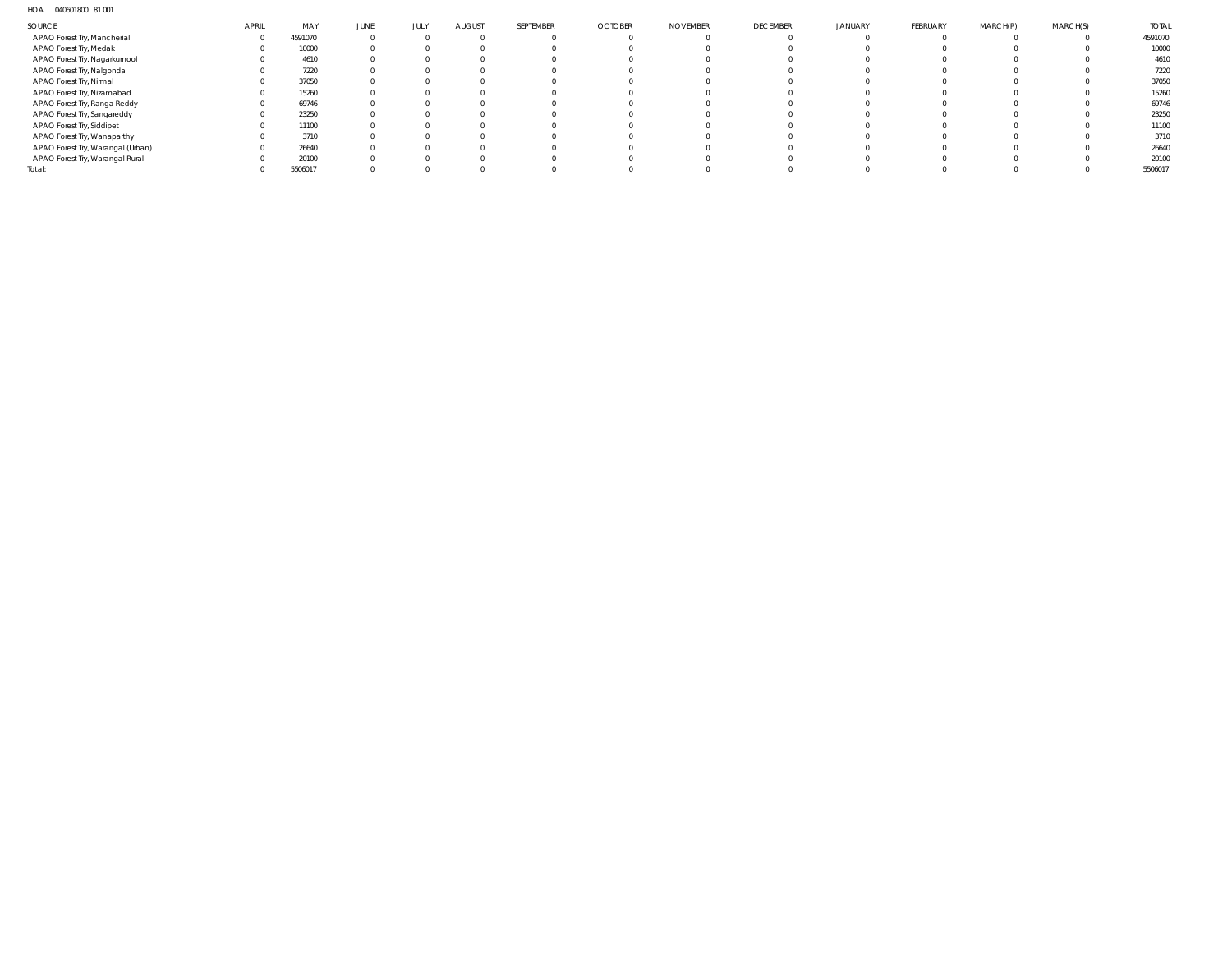HOA 040601800 81 001

| SOURCE | APRIL | MAY | JUNE | JULY | AUGUST | SEPTEMBER | OCTOBER | NOVEMBER | DECEMBER | JANUARY | FEBRUARY | MARCH(P) | MARCH(S) | TOTAL |
|---|---|---|---|---|---|---|---|---|---|---|---|---|---|---|
| APAO Forest Try, Mancherial | 0 | 4591070 | 0 | 0 | 0 | 0 | 0 | 0 | 0 | 0 | 0 | 0 | 0 | 4591070 |
| APAO Forest Try, Medak | 0 | 10000 | 0 | 0 | 0 | 0 | 0 | 0 | 0 | 0 | 0 | 0 | 0 | 10000 |
| APAO Forest Try, Nagarkurnool | 0 | 4610 | 0 | 0 | 0 | 0 | 0 | 0 | 0 | 0 | 0 | 0 | 0 | 4610 |
| APAO Forest Try, Nalgonda | 0 | 7220 | 0 | 0 | 0 | 0 | 0 | 0 | 0 | 0 | 0 | 0 | 0 | 7220 |
| APAO Forest Try, Nirmal | 0 | 37050 | 0 | 0 | 0 | 0 | 0 | 0 | 0 | 0 | 0 | 0 | 0 | 37050 |
| APAO Forest Try, Nizamabad | 0 | 15260 | 0 | 0 | 0 | 0 | 0 | 0 | 0 | 0 | 0 | 0 | 0 | 15260 |
| APAO Forest Try, Ranga Reddy | 0 | 69746 | 0 | 0 | 0 | 0 | 0 | 0 | 0 | 0 | 0 | 0 | 0 | 69746 |
| APAO Forest Try, Sangareddy | 0 | 23250 | 0 | 0 | 0 | 0 | 0 | 0 | 0 | 0 | 0 | 0 | 0 | 23250 |
| APAO Forest Try, Siddipet | 0 | 11100 | 0 | 0 | 0 | 0 | 0 | 0 | 0 | 0 | 0 | 0 | 0 | 11100 |
| APAO Forest Try, Wanaparthy | 0 | 3710 | 0 | 0 | 0 | 0 | 0 | 0 | 0 | 0 | 0 | 0 | 0 | 3710 |
| APAO Forest Try, Warangal (Urban) | 0 | 26640 | 0 | 0 | 0 | 0 | 0 | 0 | 0 | 0 | 0 | 0 | 0 | 26640 |
| APAO Forest Try, Warangal Rural | 0 | 20100 | 0 | 0 | 0 | 0 | 0 | 0 | 0 | 0 | 0 | 0 | 0 | 20100 |
| Total: | 0 | 5506017 | 0 | 0 | 0 | 0 | 0 | 0 | 0 | 0 | 0 | 0 | 0 | 5506017 |